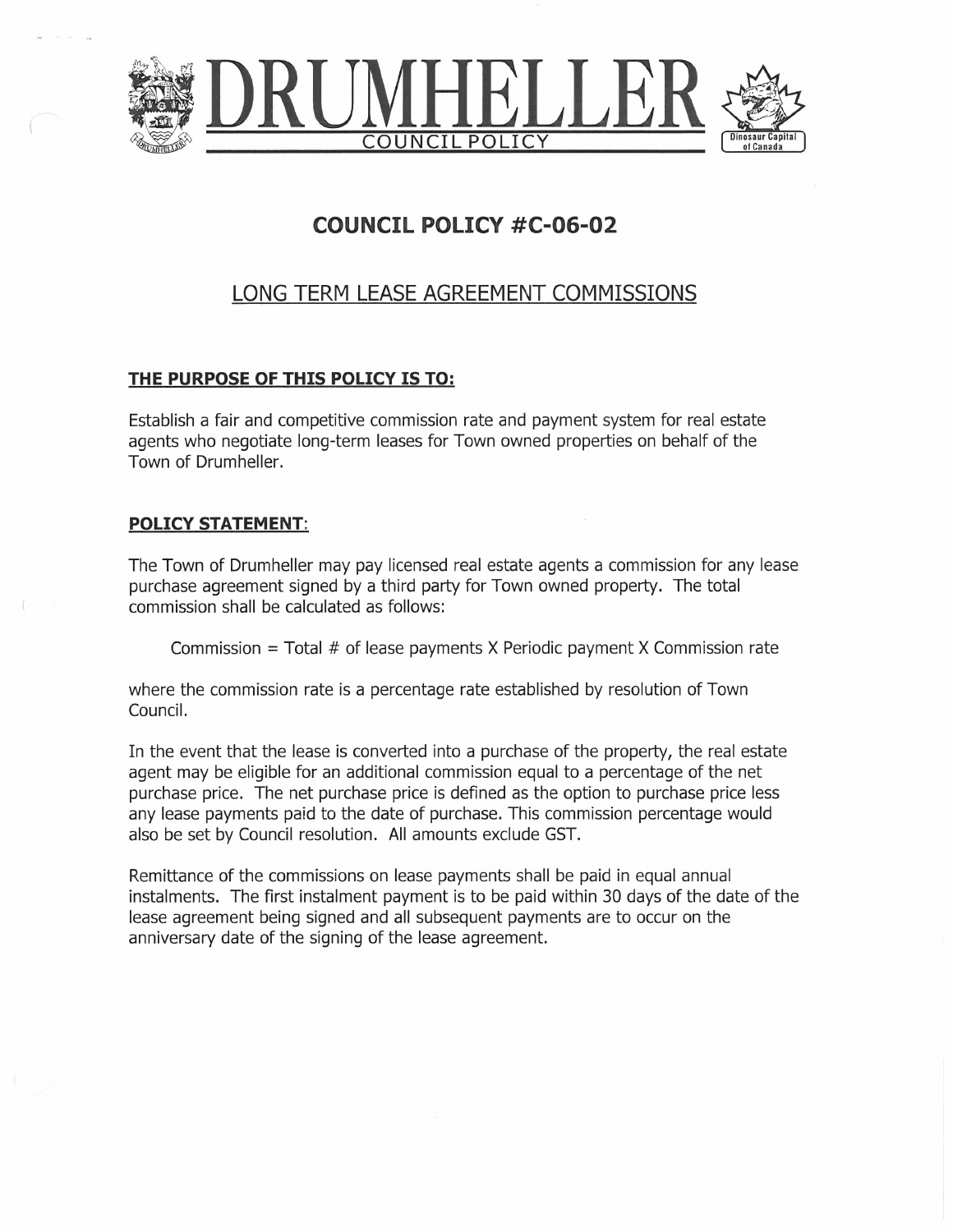# DRUMHELLER

COUNCIL POLICY

## COUNCIL POLICY #C-06-02

## LONG TERM LEASE AGREEMENT COMMISSIONS

### THE PURPOSE OF THIS POLICY IS TO:

Establish a fair and competitive commission rate and payment system for real estate agents who negotiate long-term leases for Town owned properties on behalf of the Town of Drumheller.

### POLICY STATEMENT:

The Town of Drumheller may pay licensed real estate agents a commission for any lease purchase agreement signed by a third party for Town owned property. The total commission shall be calculated as follows:

Commission = Total # of lease payments X Periodic payment X Commission rate

where the commission rate is a percentage rate established by resolution of Town Council.

In the event that the lease is converted into a purchase of the property, the real estate agent may be eligible for an additional commission equal to a percentage of the net purchase price. The net purchase price is defined as the option to purchase price less any lease payments paid to the date of purchase. This commission percentage would also be set by Council resolution. All amounts exclude GST.

Remittance of the commissions on lease payments shall be paid in equal annual instalments. The first instalment payment is to be paid within 30 days of the date of the lease agreement being signed and all subsequent payments are to occur on the anniversary date of the signing of the lease agreement.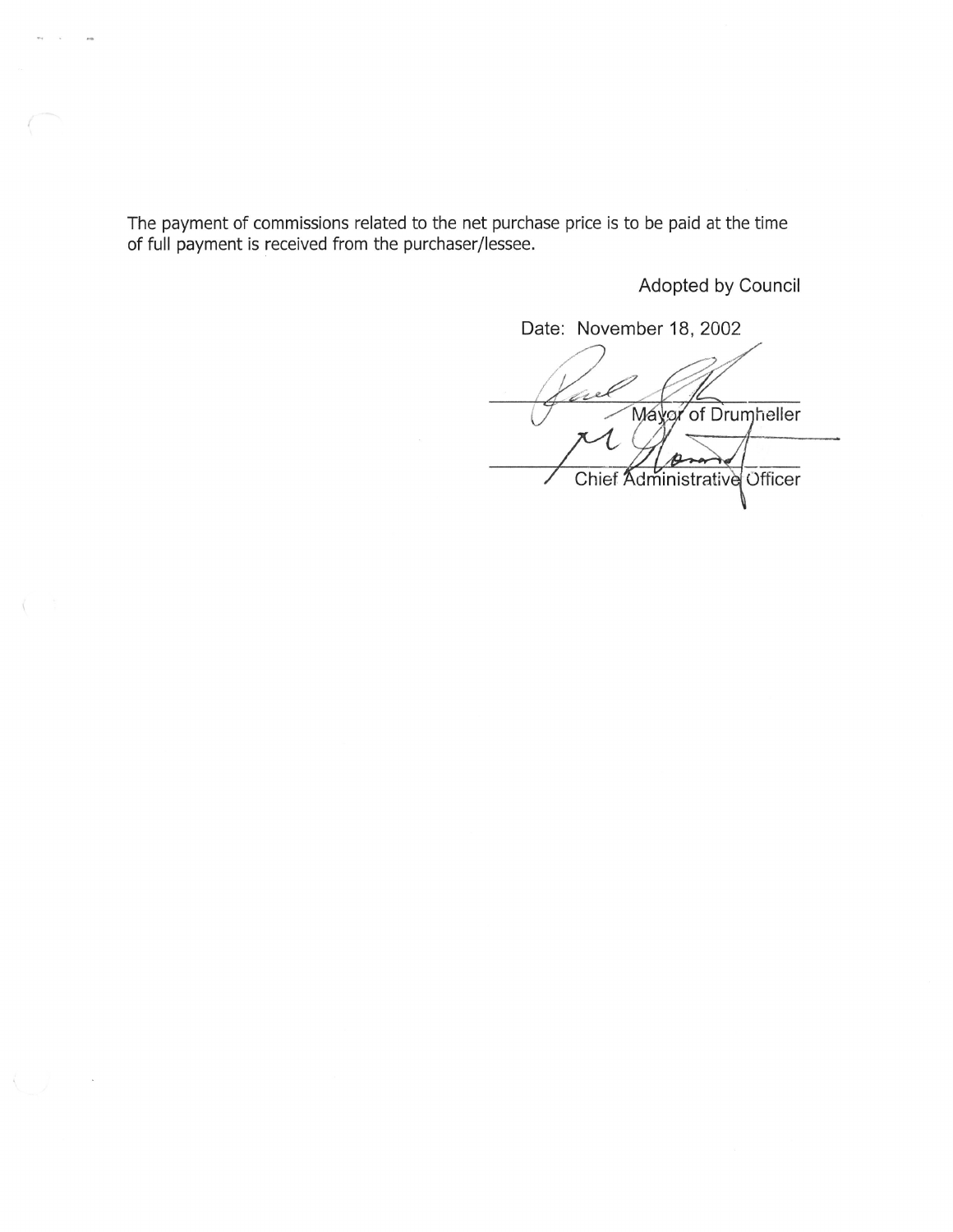The payment of commissions related to the net purchase price is to be paid at the time of full payment is received from the purchaser/lessee.

Adopted by Council

Date: November 18, 2002

_________________________
Mayor of Drumheller

_________________________
Chief Administrative Officer